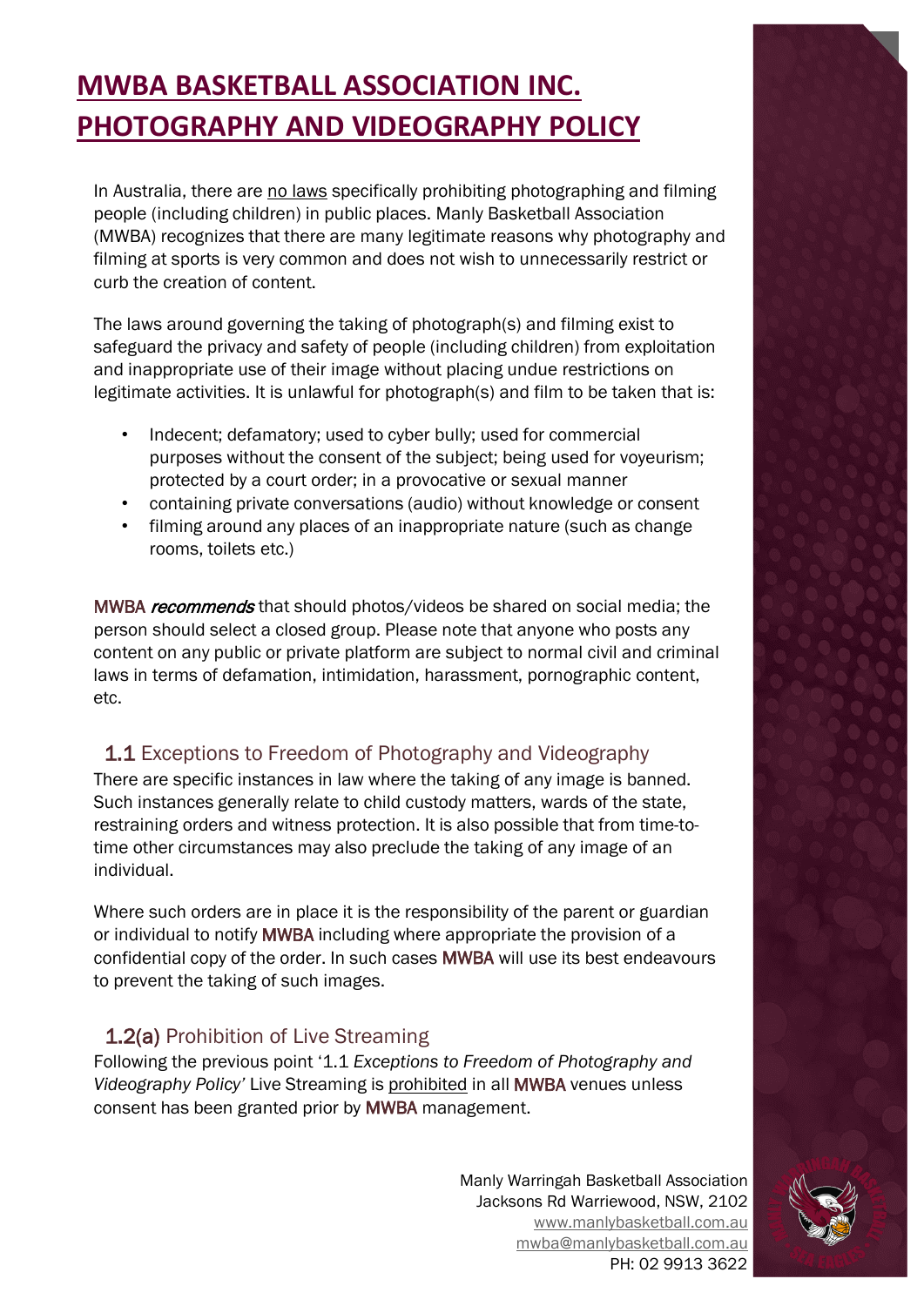# MWBA BASKETBALL ASSOCIATION INC. PHOTOGRAPHY AND VIDEOGRAPHY POLICY

In Australia, there are no laws specifically prohibiting photographing and filming people (including children) in public places. Manly Basketball Association (MWBA) recognizes that there are many legitimate reasons why photography and filming at sports is very common and does not wish to unnecessarily restrict or curb the creation of content.

The laws around governing the taking of photograph(s) and filming exist to safeguard the privacy and safety of people (including children) from exploitation and inappropriate use of their image without placing undue restrictions on legitimate activities. It is unlawful for photograph(s) and film to be taken that is:

- Indecent; defamatory; used to cyber bully; used for commercial purposes without the consent of the subject; being used for voyeurism; protected by a court order; in a provocative or sexual manner
- containing private conversations (audio) without knowledge or consent
- filming around any places of an inappropriate nature (such as change rooms, toilets etc.)

MWBA *recommends* that should photos/videos be shared on social media; the person should select a closed group. Please note that anyone who posts any content on any public or private platform are subject to normal civil and criminal laws in terms of defamation, intimidation, harassment, pornographic content, etc.

## 1.1 Exceptions to Freedom of Photography and Videography

There are specific instances in law where the taking of any image is banned. Such instances generally relate to child custody matters, wards of the state, restraining orders and witness protection. It is also possible that from time-to-time other circumstances may also preclude the taking of any image of an individual.

Where such orders are in place it is the responsibility of the parent or guardian or individual to notify MWBA including where appropriate the provision of a confidential copy of the order. In such cases MWBA will use its best endeavours to prevent the taking of such images.

## 1.2(a) Prohibition of Live Streaming

Following the previous point '1.1 *Exceptions to Freedom of Photography and Videography Policy*' Live Streaming is prohibited in all MWBA venues unless consent has been granted prior by MWBA management.

Manly Warringah Basketball Association
Jacksons Rd Warriewood, NSW, 2102
www.manlybasketball.com.au
mwba@manlybasketball.com.au
PH: 02 9913 3622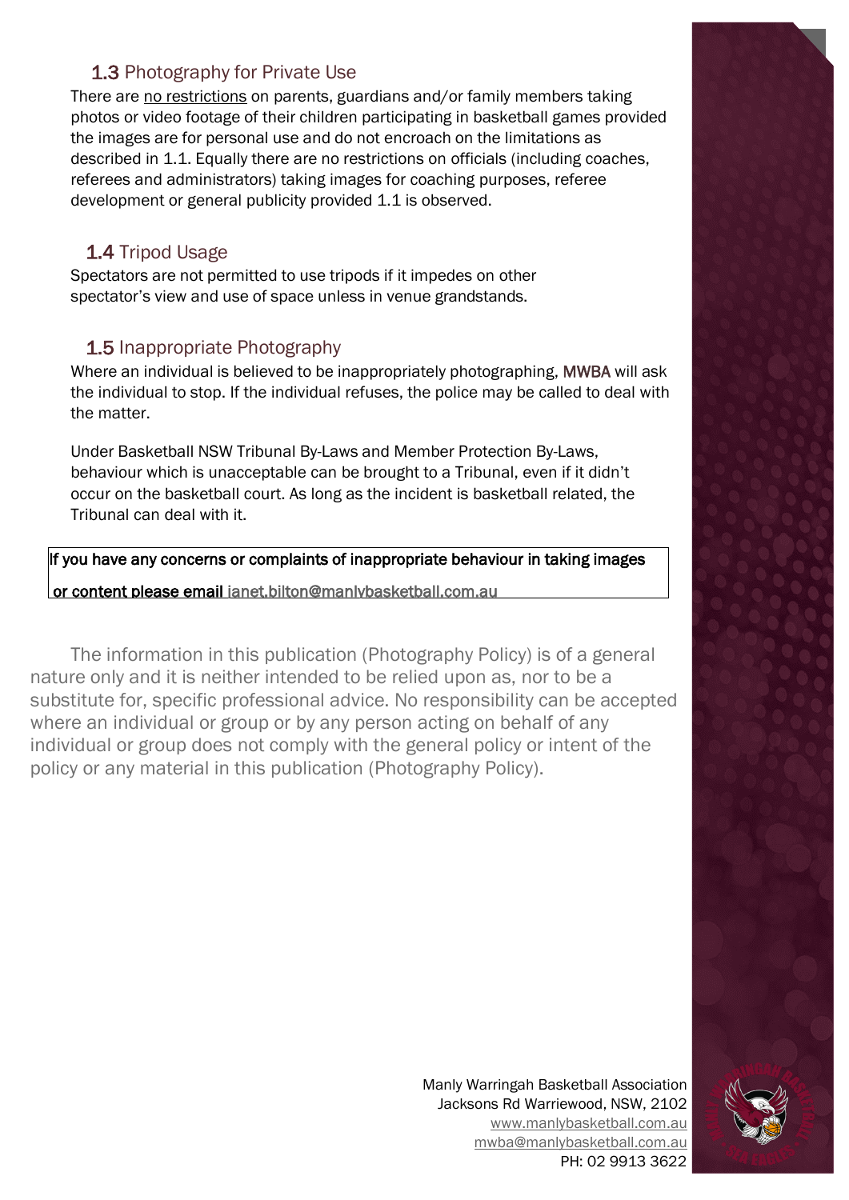## 1.3 Photography for Private Use

There are no restrictions on parents, guardians and/or family members taking photos or video footage of their children participating in basketball games provided the images are for personal use and do not encroach on the limitations as described in 1.1. Equally there are no restrictions on officials (including coaches, referees and administrators) taking images for coaching purposes, referee development or general publicity provided 1.1 is observed.

## 1.4 Tripod Usage

Spectators are not permitted to use tripods if it impedes on other spectator's view and use of space unless in venue grandstands.

## 1.5 Inappropriate Photography

Where an individual is believed to be inappropriately photographing, MWBA will ask the individual to stop. If the individual refuses, the police may be called to deal with the matter.

Under Basketball NSW Tribunal By-Laws and Member Protection By-Laws, behaviour which is unacceptable can be brought to a Tribunal, even if it didn't occur on the basketball court. As long as the incident is basketball related, the Tribunal can deal with it.

If you have any concerns or complaints of inappropriate behaviour in taking images or content please email janet.bilton@manlybasketball.com.au

The information in this publication (Photography Policy) is of a general nature only and it is neither intended to be relied upon as, nor to be a substitute for, specific professional advice. No responsibility can be accepted where an individual or group or by any person acting on behalf of any individual or group does not comply with the general policy or intent of the policy or any material in this publication (Photography Policy).

Manly Warringah Basketball Association
Jacksons Rd Warriewood, NSW, 2102
www.manlybasketball.com.au
mwba@manlybasketball.com.au
PH: 02 9913 3622